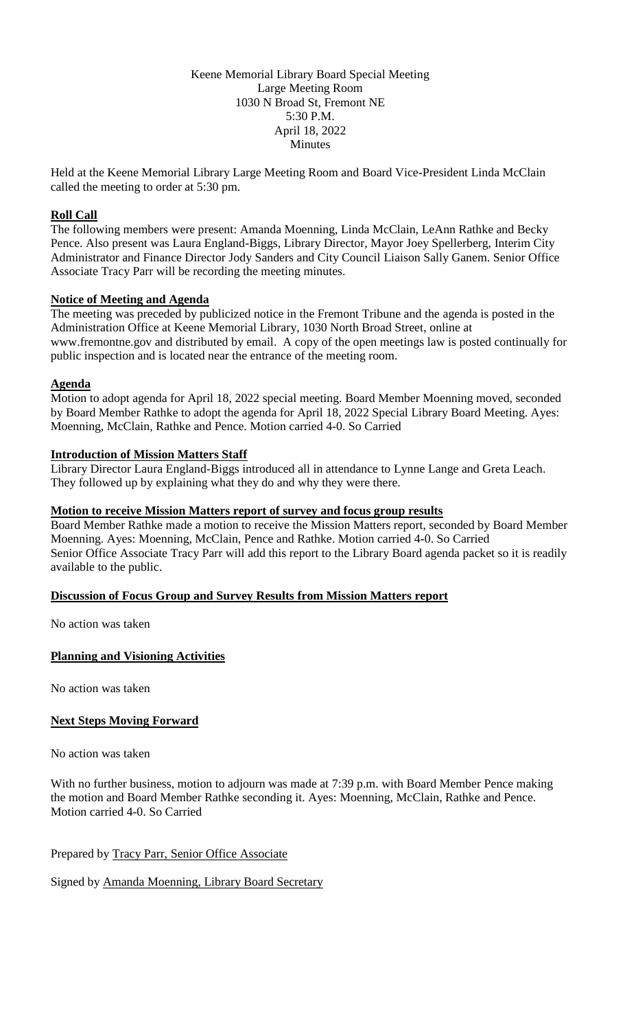Keene Memorial Library Board Special Meeting
Large Meeting Room
1030 N Broad St, Fremont NE
5:30 P.M.
April 18, 2022
Minutes

Held at the Keene Memorial Library Large Meeting Room and Board Vice-President Linda McClain called the meeting to order at 5:30 pm.

**Roll Call**

The following members were present: Amanda Moenning, Linda McClain, LeAnn Rathke and Becky Pence. Also present was Laura England-Biggs, Library Director, Mayor Joey Spellerberg, Interim City Administrator and Finance Director Jody Sanders and City Council Liaison Sally Ganem. Senior Office Associate Tracy Parr will be recording the meeting minutes.

**Notice of Meeting and Agenda**

The meeting was preceded by publicized notice in the Fremont Tribune and the agenda is posted in the Administration Office at Keene Memorial Library, 1030 North Broad Street, online at www.fremontne.gov and distributed by email. A copy of the open meetings law is posted continually for public inspection and is located near the entrance of the meeting room.

**Agenda**

Motion to adopt agenda for April 18, 2022 special meeting. Board Member Moenning moved, seconded by Board Member Rathke to adopt the agenda for April 18, 2022 Special Library Board Meeting. Ayes: Moenning, McClain, Rathke and Pence. Motion carried 4-0. So Carried

**Introduction of Mission Matters Staff**

Library Director Laura England-Biggs introduced all in attendance to Lynne Lange and Greta Leach. They followed up by explaining what they do and why they were there.

**Motion to receive Mission Matters report of survey and focus group results**

Board Member Rathke made a motion to receive the Mission Matters report, seconded by Board Member Moenning. Ayes: Moenning, McClain, Pence and Rathke. Motion carried 4-0. So Carried
Senior Office Associate Tracy Parr will add this report to the Library Board agenda packet so it is readily available to the public.

**Discussion of Focus Group and Survey Results from Mission Matters report**

No action was taken

**Planning and Visioning Activities**

No action was taken

**Next Steps Moving Forward**

No action was taken

With no further business, motion to adjourn was made at 7:39 p.m. with Board Member Pence making the motion and Board Member Rathke seconding it. Ayes: Moenning, McClain, Rathke and Pence. Motion carried 4-0. So Carried

Prepared by Tracy Parr, Senior Office Associate

Signed by Amanda Moenning, Library Board Secretary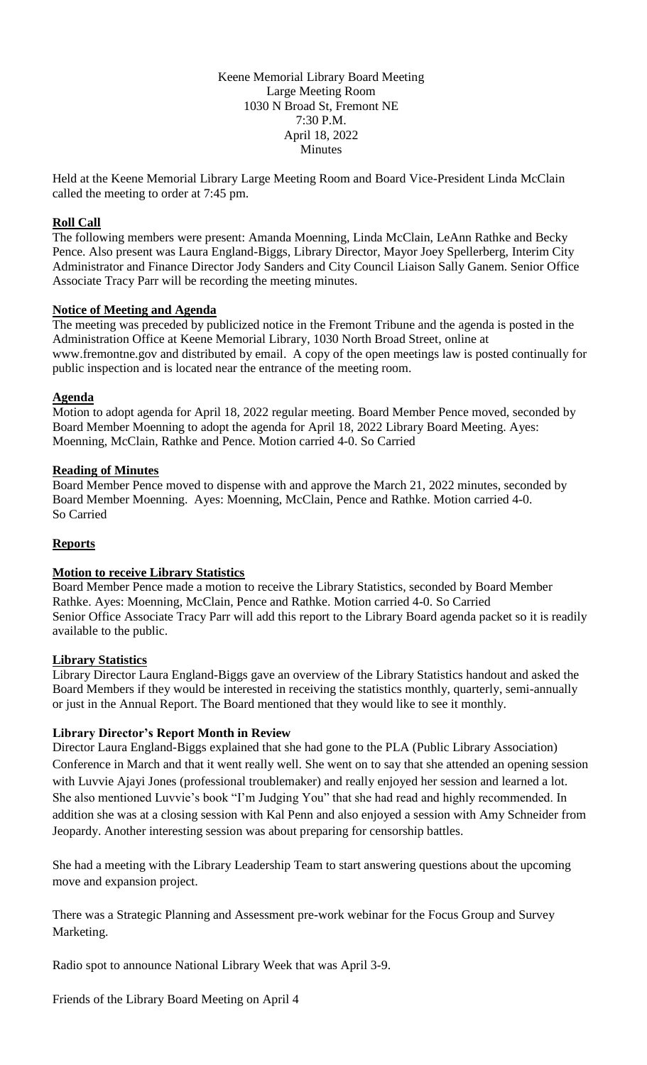Keene Memorial Library Board Meeting
Large Meeting Room
1030 N Broad St, Fremont NE
7:30 P.M.
April 18, 2022
Minutes

Held at the Keene Memorial Library Large Meeting Room and Board Vice-President Linda McClain called the meeting to order at 7:45 pm.

**Roll Call**

The following members were present: Amanda Moenning, Linda McClain, LeAnn Rathke and Becky Pence. Also present was Laura England-Biggs, Library Director, Mayor Joey Spellerberg, Interim City Administrator and Finance Director Jody Sanders and City Council Liaison Sally Ganem. Senior Office Associate Tracy Parr will be recording the meeting minutes.

**Notice of Meeting and Agenda**

The meeting was preceded by publicized notice in the Fremont Tribune and the agenda is posted in the Administration Office at Keene Memorial Library, 1030 North Broad Street, online at www.fremontne.gov and distributed by email. A copy of the open meetings law is posted continually for public inspection and is located near the entrance of the meeting room.

**Agenda**

Motion to adopt agenda for April 18, 2022 regular meeting. Board Member Pence moved, seconded by Board Member Moenning to adopt the agenda for April 18, 2022 Library Board Meeting. Ayes: Moenning, McClain, Rathke and Pence. Motion carried 4-0. So Carried

**Reading of Minutes**

Board Member Pence moved to dispense with and approve the March 21, 2022 minutes, seconded by Board Member Moenning. Ayes: Moenning, McClain, Pence and Rathke. Motion carried 4-0. So Carried

**Reports**

**Motion to receive Library Statistics**

Board Member Pence made a motion to receive the Library Statistics, seconded by Board Member Rathke. Ayes: Moenning, McClain, Pence and Rathke. Motion carried 4-0. So Carried
Senior Office Associate Tracy Parr will add this report to the Library Board agenda packet so it is readily available to the public.

**Library Statistics**

Library Director Laura England-Biggs gave an overview of the Library Statistics handout and asked the Board Members if they would be interested in receiving the statistics monthly, quarterly, semi-annually or just in the Annual Report. The Board mentioned that they would like to see it monthly.

**Library Director's Report Month in Review**

Director Laura England-Biggs explained that she had gone to the PLA (Public Library Association) Conference in March and that it went really well. She went on to say that she attended an opening session with Luvvie Ajayi Jones (professional troublemaker) and really enjoyed her session and learned a lot. She also mentioned Luvvie's book "I'm Judging You" that she had read and highly recommended. In addition she was at a closing session with Kal Penn and also enjoyed a session with Amy Schneider from Jeopardy. Another interesting session was about preparing for censorship battles.

She had a meeting with the Library Leadership Team to start answering questions about the upcoming move and expansion project.

There was a Strategic Planning and Assessment pre-work webinar for the Focus Group and Survey Marketing.

Radio spot to announce National Library Week that was April 3-9.

Friends of the Library Board Meeting on April 4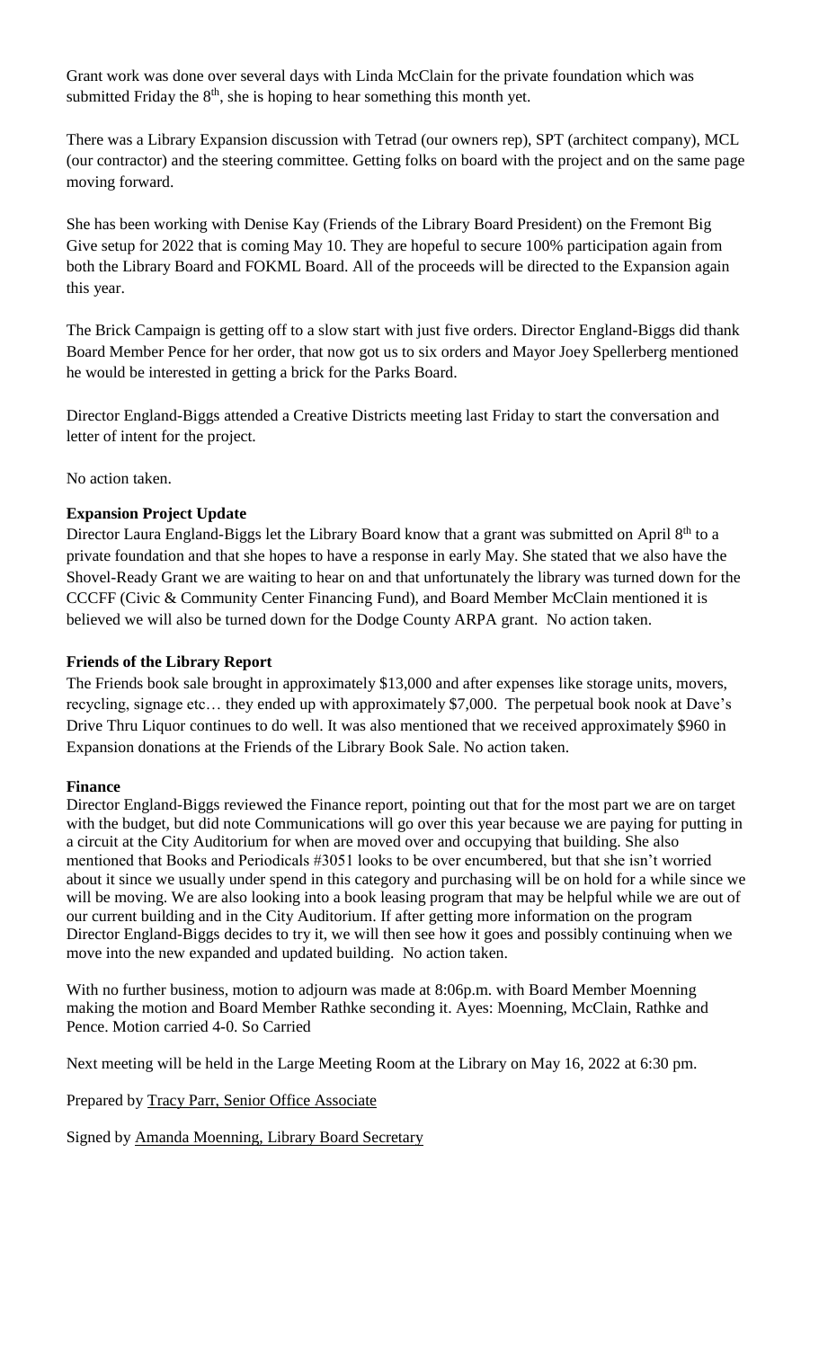Grant work was done over several days with Linda McClain for the private foundation which was submitted Friday the 8th, she is hoping to hear something this month yet.

There was a Library Expansion discussion with Tetrad (our owners rep), SPT (architect company), MCL (our contractor) and the steering committee. Getting folks on board with the project and on the same page moving forward.

She has been working with Denise Kay (Friends of the Library Board President) on the Fremont Big Give setup for 2022 that is coming May 10. They are hopeful to secure 100% participation again from both the Library Board and FOKML Board. All of the proceeds will be directed to the Expansion again this year.

The Brick Campaign is getting off to a slow start with just five orders. Director England-Biggs did thank Board Member Pence for her order, that now got us to six orders and Mayor Joey Spellerberg mentioned he would be interested in getting a brick for the Parks Board.

Director England-Biggs attended a Creative Districts meeting last Friday to start the conversation and letter of intent for the project.

No action taken.

**Expansion Project Update**

Director Laura England-Biggs let the Library Board know that a grant was submitted on April 8th to a private foundation and that she hopes to have a response in early May. She stated that we also have the Shovel-Ready Grant we are waiting to hear on and that unfortunately the library was turned down for the CCCFF (Civic & Community Center Financing Fund), and Board Member McClain mentioned it is believed we will also be turned down for the Dodge County ARPA grant. No action taken.

**Friends of the Library Report**

The Friends book sale brought in approximately $13,000 and after expenses like storage units, movers, recycling, signage etc… they ended up with approximately $7,000. The perpetual book nook at Dave's Drive Thru Liquor continues to do well. It was also mentioned that we received approximately $960 in Expansion donations at the Friends of the Library Book Sale. No action taken.

**Finance**

Director England-Biggs reviewed the Finance report, pointing out that for the most part we are on target with the budget, but did note Communications will go over this year because we are paying for putting in a circuit at the City Auditorium for when are moved over and occupying that building. She also mentioned that Books and Periodicals #3051 looks to be over encumbered, but that she isn't worried about it since we usually under spend in this category and purchasing will be on hold for a while since we will be moving. We are also looking into a book leasing program that may be helpful while we are out of our current building and in the City Auditorium. If after getting more information on the program Director England-Biggs decides to try it, we will then see how it goes and possibly continuing when we move into the new expanded and updated building. No action taken.

With no further business, motion to adjourn was made at 8:06p.m. with Board Member Moenning making the motion and Board Member Rathke seconding it. Ayes: Moenning, McClain, Rathke and Pence. Motion carried 4-0. So Carried

Next meeting will be held in the Large Meeting Room at the Library on May 16, 2022 at 6:30 pm.

Prepared by Tracy Parr, Senior Office Associate

Signed by Amanda Moenning, Library Board Secretary